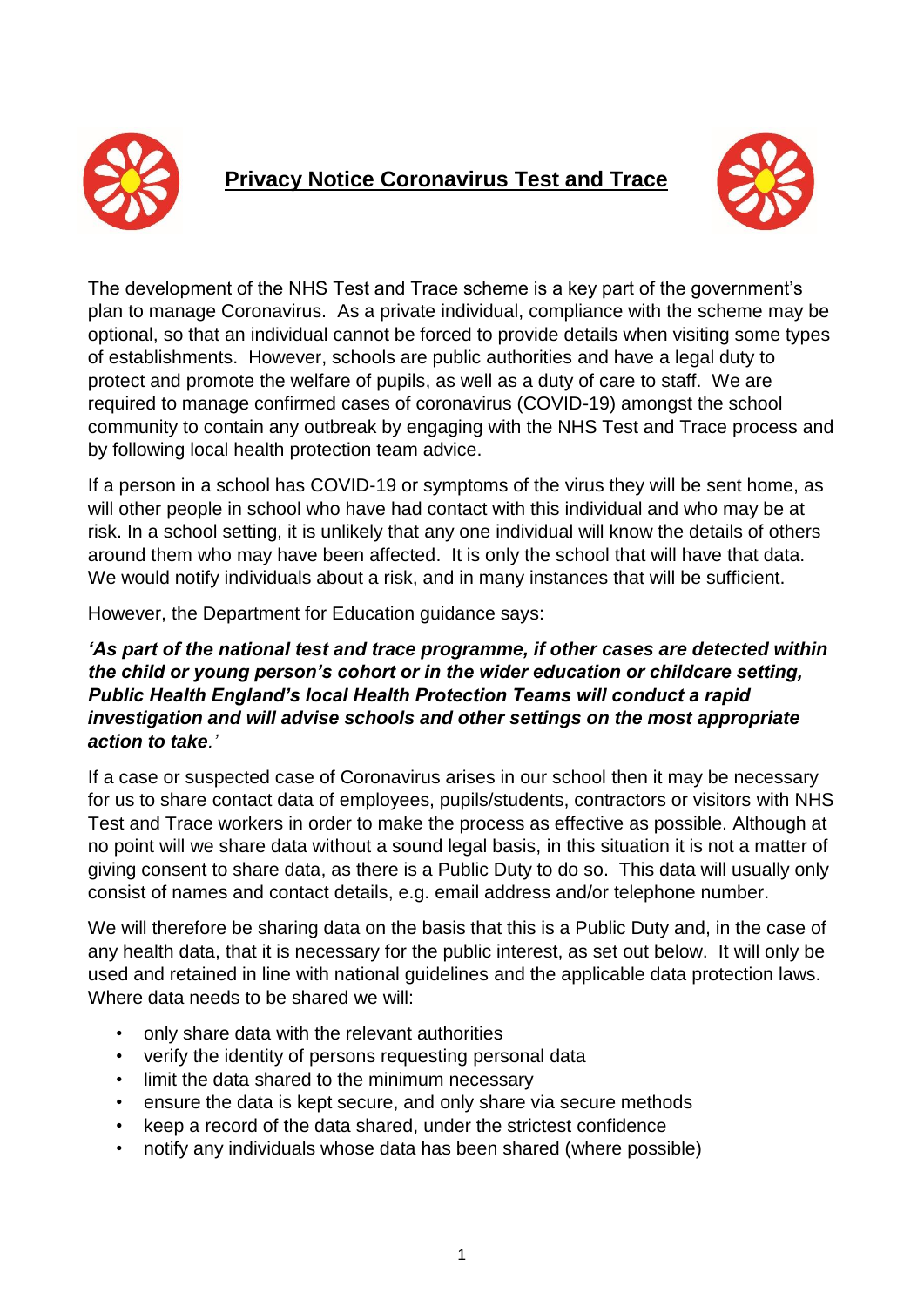# Privacy Notice Coronavirus Test and Trace

The development of the NHS Test and Trace scheme is a key part of the government's plan to manage Coronavirus. As a private individual, compliance with the scheme may be optional, so that an individual cannot be forced to provide details when visiting some types of establishments. However, schools are public authorities and have a legal duty to protect and promote the welfare of pupils, as well as a duty of care to staff. We are required to manage confirmed cases of coronavirus (COVID-19) amongst the school community to contain any outbreak by engaging with the NHS Test and Trace process and by following local health protection team advice.

If a person in a school has COVID-19 or symptoms of the virus they will be sent home, as will other people in school who have had contact with this individual and who may be at risk. In a school setting, it is unlikely that any one individual will know the details of others around them who may have been affected. It is only the school that will have that data. We would notify individuals about a risk, and in many instances that will be sufficient.

However, the Department for Education guidance says:

***'As part of the national test and trace programme, if other cases are detected within the child or young person's cohort or in the wider education or childcare setting, Public Health England's local Health Protection Teams will conduct a rapid investigation and will advise schools and other settings on the most appropriate action to take.'***

If a case or suspected case of Coronavirus arises in our school then it may be necessary for us to share contact data of employees, pupils/students, contractors or visitors with NHS Test and Trace workers in order to make the process as effective as possible. Although at no point will we share data without a sound legal basis, in this situation it is not a matter of giving consent to share data, as there is a Public Duty to do so. This data will usually only consist of names and contact details, e.g. email address and/or telephone number.

We will therefore be sharing data on the basis that this is a Public Duty and, in the case of any health data, that it is necessary for the public interest, as set out below. It will only be used and retained in line with national guidelines and the applicable data protection laws. Where data needs to be shared we will:

- only share data with the relevant authorities
- verify the identity of persons requesting personal data
- limit the data shared to the minimum necessary
- ensure the data is kept secure, and only share via secure methods
- keep a record of the data shared, under the strictest confidence
- notify any individuals whose data has been shared (where possible)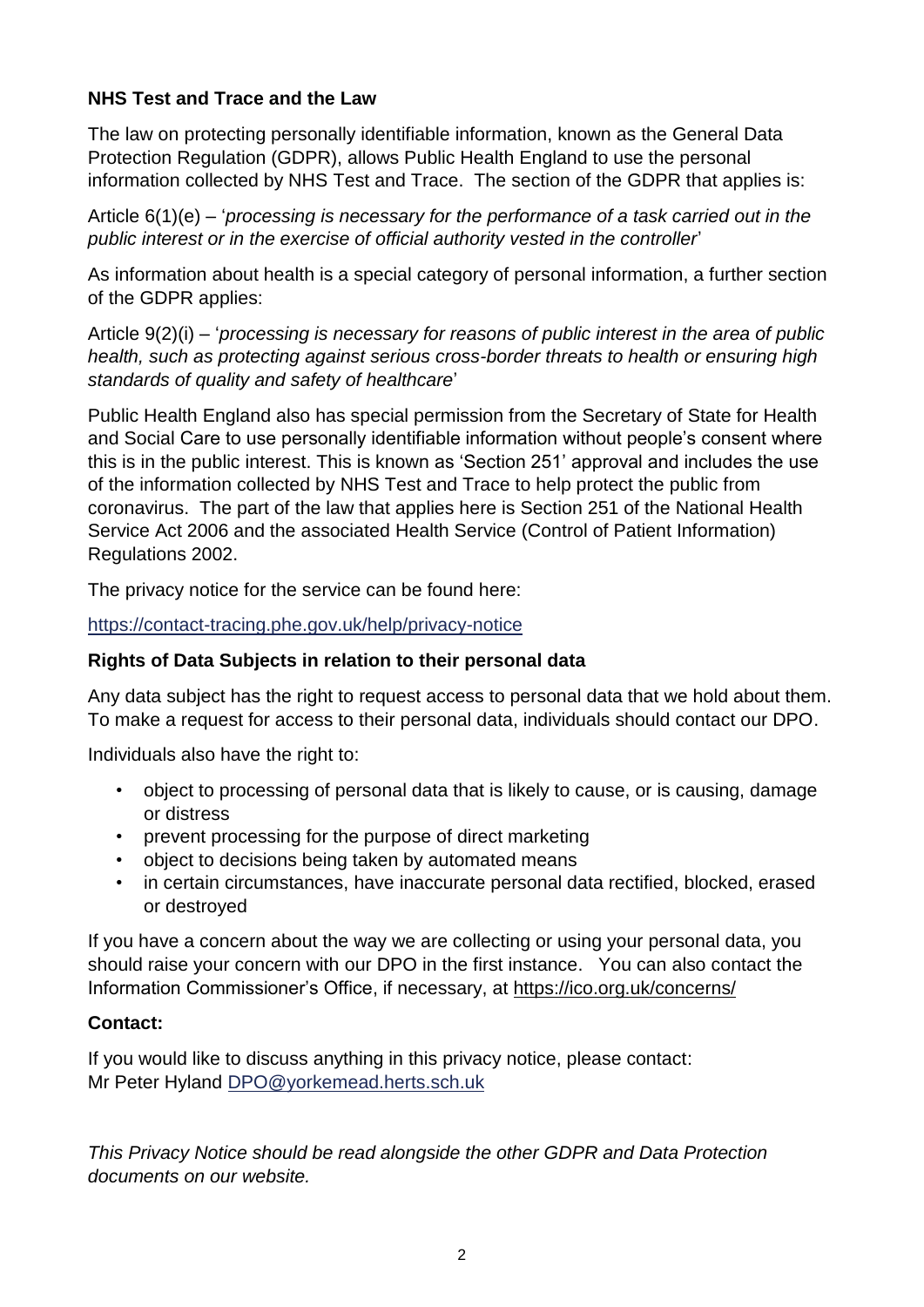**NHS Test and Trace and the Law**

The law on protecting personally identifiable information, known as the General Data Protection Regulation (GDPR), allows Public Health England to use the personal information collected by NHS Test and Trace. The section of the GDPR that applies is:

Article 6(1)(e) – '*processing is necessary for the performance of a task carried out in the public interest or in the exercise of official authority vested in the controller*'

As information about health is a special category of personal information, a further section of the GDPR applies:

Article 9(2)(i) – '*processing is necessary for reasons of public interest in the area of public health, such as protecting against serious cross-border threats to health or ensuring high standards of quality and safety of healthcare*'

Public Health England also has special permission from the Secretary of State for Health and Social Care to use personally identifiable information without people's consent where this is in the public interest. This is known as 'Section 251' approval and includes the use of the information collected by NHS Test and Trace to help protect the public from coronavirus. The part of the law that applies here is Section 251 of the National Health Service Act 2006 and the associated Health Service (Control of Patient Information) Regulations 2002.

The privacy notice for the service can be found here:

https://contact-tracing.phe.gov.uk/help/privacy-notice

**Rights of Data Subjects in relation to their personal data**

Any data subject has the right to request access to personal data that we hold about them. To make a request for access to their personal data, individuals should contact our DPO.

Individuals also have the right to:

- object to processing of personal data that is likely to cause, or is causing, damage or distress
- prevent processing for the purpose of direct marketing
- object to decisions being taken by automated means
- in certain circumstances, have inaccurate personal data rectified, blocked, erased or destroyed

If you have a concern about the way we are collecting or using your personal data, you should raise your concern with our DPO in the first instance. You can also contact the Information Commissioner's Office, if necessary, at https://ico.org.uk/concerns/

**Contact:**

If you would like to discuss anything in this privacy notice, please contact:
Mr Peter Hyland DPO@yorkemead.herts.sch.uk

*This Privacy Notice should be read alongside the other GDPR and Data Protection documents on our website.*